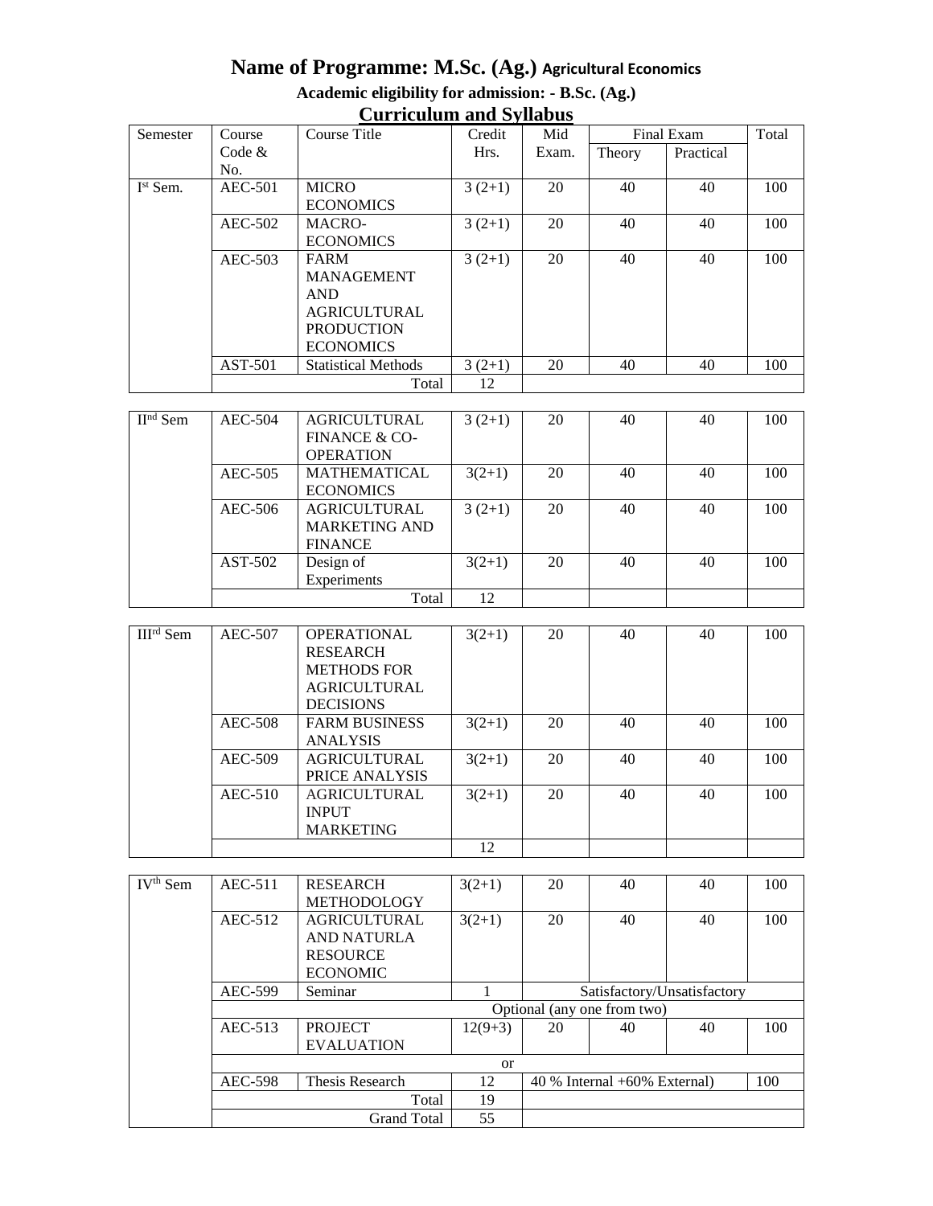# Name of Programme: M.Sc. (Ag.) Agricultural Economics

**Academic eligibility for admission: - B.Sc. (Ag.)**

## Curriculum and Syllabus

| Semester | Course Code & No. | Course Title | Credit Hrs. | Mid Exam. | Final Exam | | Total |
|---|---|---|---|---|---|---|---|
| | | | | | Theory | Practical | |
| Ist Sem. | AEC-501 | MICRO ECONOMICS | 3 (2+1) | 20 | 40 | 40 | 100 |
| | AEC-502 | MACRO-ECONOMICS | 3 (2+1) | 20 | 40 | 40 | 100 |
| | AEC-503 | FARM MANAGEMENT AND AGRICULTURAL PRODUCTION ECONOMICS | 3 (2+1) | 20 | 40 | 40 | 100 |
| | AST-501 | Statistical Methods | 3 (2+1) | 20 | 40 | 40 | 100 |
| | | Total | 12 | | | | |
| IInd Sem | AEC-504 | AGRICULTURAL FINANCE & CO-OPERATION | 3 (2+1) | 20 | 40 | 40 | 100 |
| | AEC-505 | MATHEMATICAL ECONOMICS | 3(2+1) | 20 | 40 | 40 | 100 |
| | AEC-506 | AGRICULTURAL MARKETING AND FINANCE | 3 (2+1) | 20 | 40 | 40 | 100 |
| | AST-502 | Design of Experiments | 3(2+1) | 20 | 40 | 40 | 100 |
| | | Total | 12 | | | | |
| IIIrd Sem | AEC-507 | OPERATIONAL RESEARCH METHODS FOR AGRICULTURAL DECISIONS | 3(2+1) | 20 | 40 | 40 | 100 |
| | AEC-508 | FARM BUSINESS ANALYSIS | 3(2+1) | 20 | 40 | 40 | 100 |
| | AEC-509 | AGRICULTURAL PRICE ANALYSIS | 3(2+1) | 20 | 40 | 40 | 100 |
| | AEC-510 | AGRICULTURAL INPUT MARKETING | 3(2+1) | 20 | 40 | 40 | 100 |
| | | | 12 | | | | |
| IVth Sem | AEC-511 | RESEARCH METHODOLOGY | 3(2+1) | 20 | 40 | 40 | 100 |
| | AEC-512 | AGRICULTURAL AND NATURLA RESOURCE ECONOMIC | 3(2+1) | 20 | 40 | 40 | 100 |
| | AEC-599 | Seminar | 1 | Satisfactory/Unsatisfactory | | | |
| | | Optional (any one from two) | | | | | |
| | AEC-513 | PROJECT EVALUATION | 12(9+3) | 20 | 40 | 40 | 100 |
| | | or | | | | | |
| | AEC-598 | Thesis Research | 12 | 40 % Internal +60% External) | | | 100 |
| | | Total | 19 | | | | |
| | | Grand Total | 55 | | | | |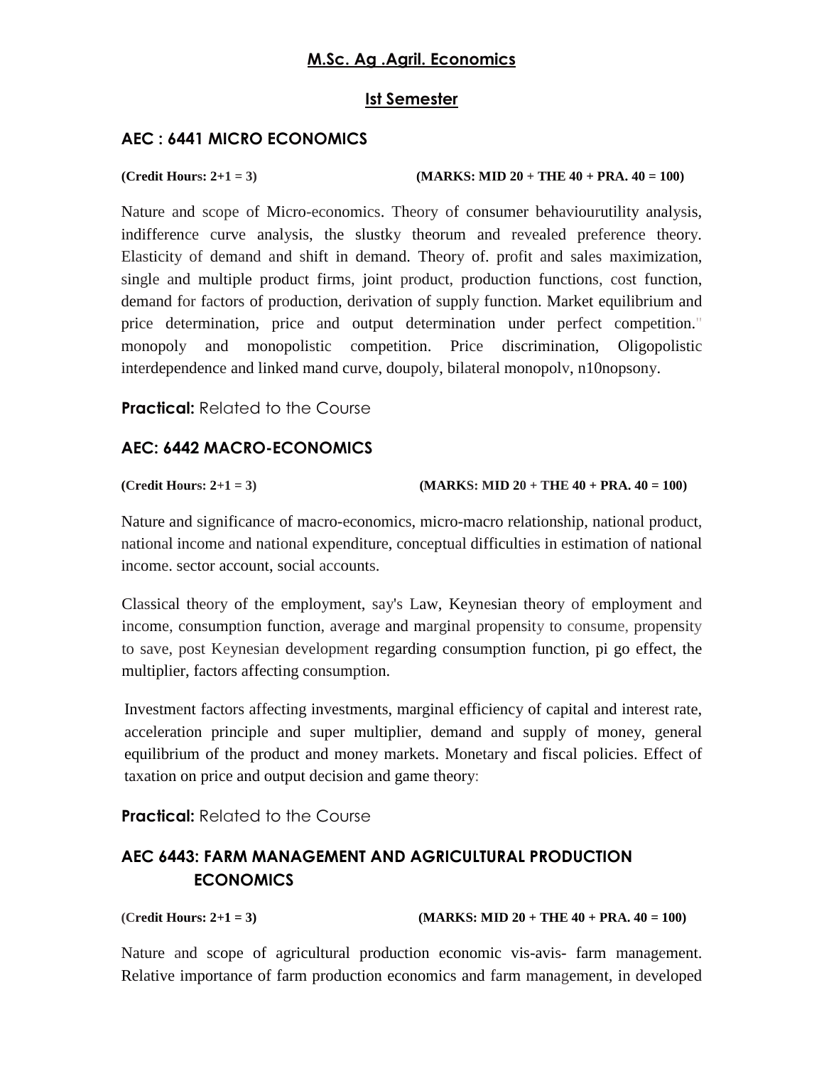## M.Sc. Ag .Agril. Economics

## Ist Semester

### AEC : 6441 MICRO ECONOMICS

**(Credit Hours: 2+1 = 3)** **(MARKS: MID 20 + THE 40 + PRA. 40 = 100)**

Nature and scope of Micro-economics. Theory of consumer behaviourutility analysis, indifference curve analysis, the slustky theorum and revealed preference theory. Elasticity of demand and shift in demand. Theory of. profit and sales maximization, single and multiple product firms, joint product, production functions, cost function, demand for factors of production, derivation of supply function. Market equilibrium and price determination, price and output determination under perfect competition." monopoly and monopolistic competition. Price discrimination, Oligopolistic interdependence and linked mand curve, doupoly, bilateral monopolv, n10nopsony.

**Practical:** Related to the Course

### AEC: 6442 MACRO-ECONOMICS

**(Credit Hours: 2+1 = 3)** **(MARKS: MID 20 + THE 40 + PRA. 40 = 100)**

Nature and significance of macro-economics, micro-macro relationship, national product, national income and national expenditure, conceptual difficulties in estimation of national income. sector account, social accounts.

Classical theory of the employment, say's Law, Keynesian theory of employment and income, consumption function, average and marginal propensity to consume, propensity to save, post Keynesian development regarding consumption function, pi go effect, the multiplier, factors affecting consumption.

Investment factors affecting investments, marginal efficiency of capital and interest rate, acceleration principle and super multiplier, demand and supply of money, general equilibrium of the product and money markets. Monetary and fiscal policies. Effect of taxation on price and output decision and game theory:

**Practical:** Related to the Course

### AEC 6443: FARM MANAGEMENT AND AGRICULTURAL PRODUCTION ECONOMICS

**(Credit Hours: 2+1 = 3)** **(MARKS: MID 20 + THE 40 + PRA. 40 = 100)**

Nature and scope of agricultural production economic vis-avis- farm management. Relative importance of farm production economics and farm management, in developed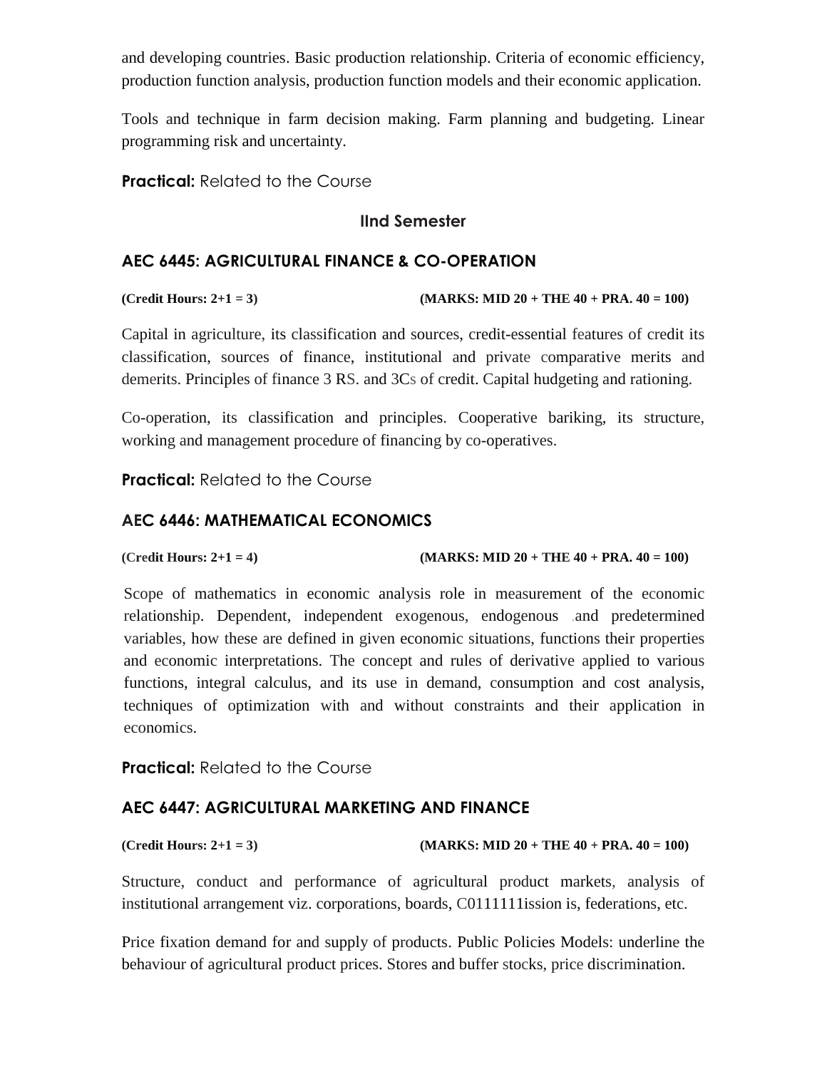and developing countries. Basic production relationship. Criteria of economic efficiency, production function analysis, production function models and their economic application.

Tools and technique in farm decision making. Farm planning and budgeting. Linear programming risk and uncertainty.

**Practical:** Related to the Course

### IInd Semester

### AEC 6445: AGRICULTURAL FINANCE & CO-OPERATION

**(Credit Hours: 2+1 = 3)** **(MARKS: MID 20 + THE 40 + PRA. 40 = 100)**

Capital in agriculture, its classification and sources, credit-essential features of credit its classification, sources of finance, institutional and private comparative merits and demerits. Principles of finance 3 RS. and 3Cs of credit. Capital hudgeting and rationing.

Co-operation, its classification and principles. Cooperative bariking, its structure, working and management procedure of financing by co-operatives.

**Practical:** Related to the Course

### AEC 6446: MATHEMATICAL ECONOMICS

**(Credit Hours: 2+1 = 4)** **(MARKS: MID 20 + THE 40 + PRA. 40 = 100)**

Scope of mathematics in economic analysis role in measurement of the economic relationship. Dependent, independent exogenous, endogenous .and predetermined variables, how these are defined in given economic situations, functions their properties and economic interpretations. The concept and rules of derivative applied to various functions, integral calculus, and its use in demand, consumption and cost analysis, techniques of optimization with and without constraints and their application in economics.

**Practical:** Related to the Course

### AEC 6447: AGRICULTURAL MARKETING AND FINANCE

**(Credit Hours: 2+1 = 3)** **(MARKS: MID 20 + THE 40 + PRA. 40 = 100)**

Structure, conduct and performance of agricultural product markets, analysis of institutional arrangement viz. corporations, boards, C0111111ission is, federations, etc.

Price fixation demand for and supply of products. Public Policies Models: underline the behaviour of agricultural product prices. Stores and buffer stocks, price discrimination.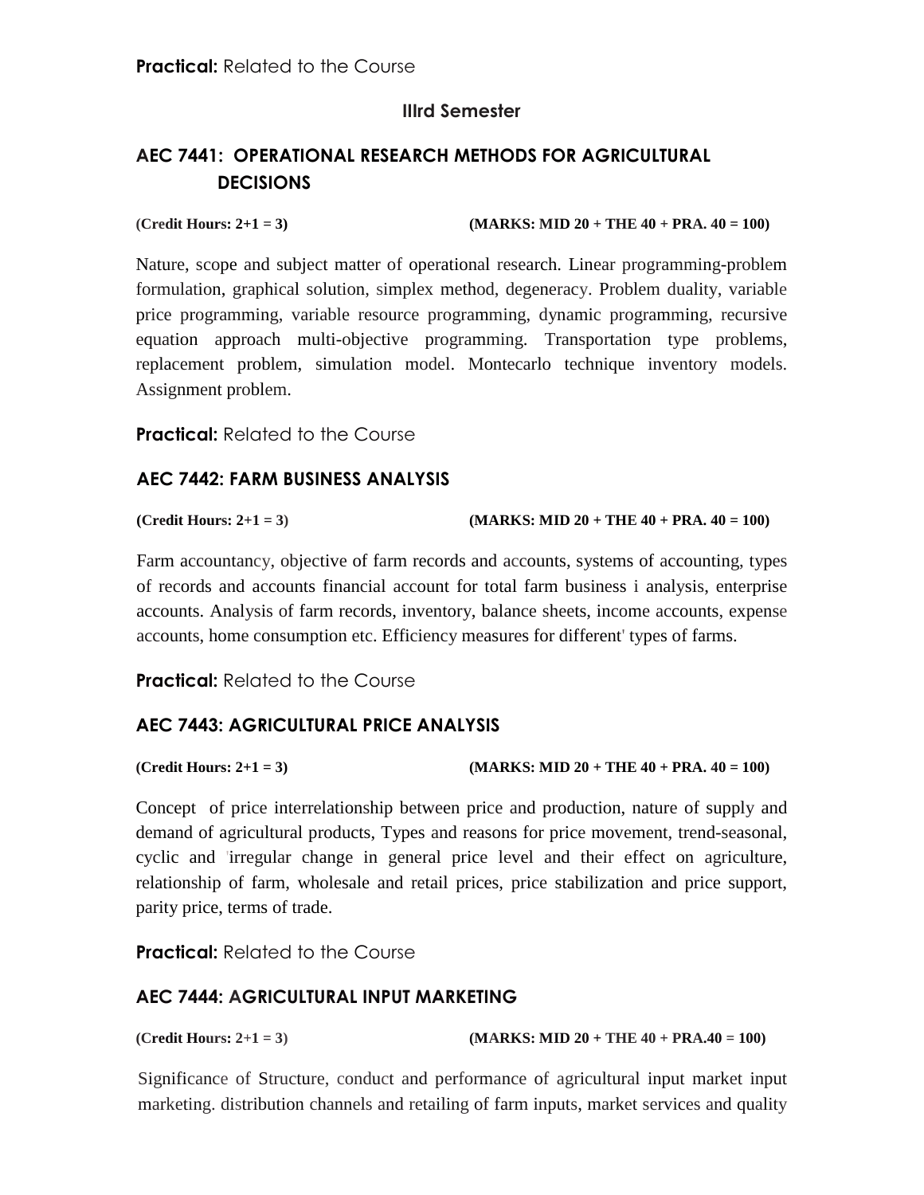**Practical:** Related to the Course

### IIIrd Semester

## AEC 7441: OPERATIONAL RESEARCH METHODS FOR AGRICULTURAL DECISIONS

**(Credit Hours: 2+1 = 3) (MARKS: MID 20 + THE 40 + PRA. 40 = 100)**

Nature, scope and subject matter of operational research. Linear programming-problem formulation, graphical solution, simplex method, degeneracy. Problem duality, variable price programming, variable resource programming, dynamic programming, recursive equation approach multi-objective programming. Transportation type problems, replacement problem, simulation model. Montecarlo technique inventory models. Assignment problem.

**Practical:** Related to the Course

## AEC 7442: FARM BUSINESS ANALYSIS

**(Credit Hours: 2+1 = 3) (MARKS: MID 20 + THE 40 + PRA. 40 = 100)**

Farm accountancy, objective of farm records and accounts, systems of accounting, types of records and accounts financial account for total farm business i analysis, enterprise accounts. Analysis of farm records, inventory, balance sheets, income accounts, expense accounts, home consumption etc. Efficiency measures for different' types of farms.

**Practical:** Related to the Course

## AEC 7443: AGRICULTURAL PRICE ANALYSIS

**(Credit Hours: 2+1 = 3) (MARKS: MID 20 + THE 40 + PRA. 40 = 100)**

Concept of price interrelationship between price and production, nature of supply and demand of agricultural products, Types and reasons for price movement, trend-seasonal, cyclic and 'irregular change in general price level and their effect on agriculture, relationship of farm, wholesale and retail prices, price stabilization and price support, parity price, terms of trade.

**Practical:** Related to the Course

## AEC 7444: AGRICULTURAL INPUT MARKETING

**(Credit Hours: 2+1 = 3) (MARKS: MID 20 + THE 40 + PRA.40 = 100)**

Significance of Structure, conduct and performance of agricultural input market input marketing. distribution channels and retailing of farm inputs, market services and quality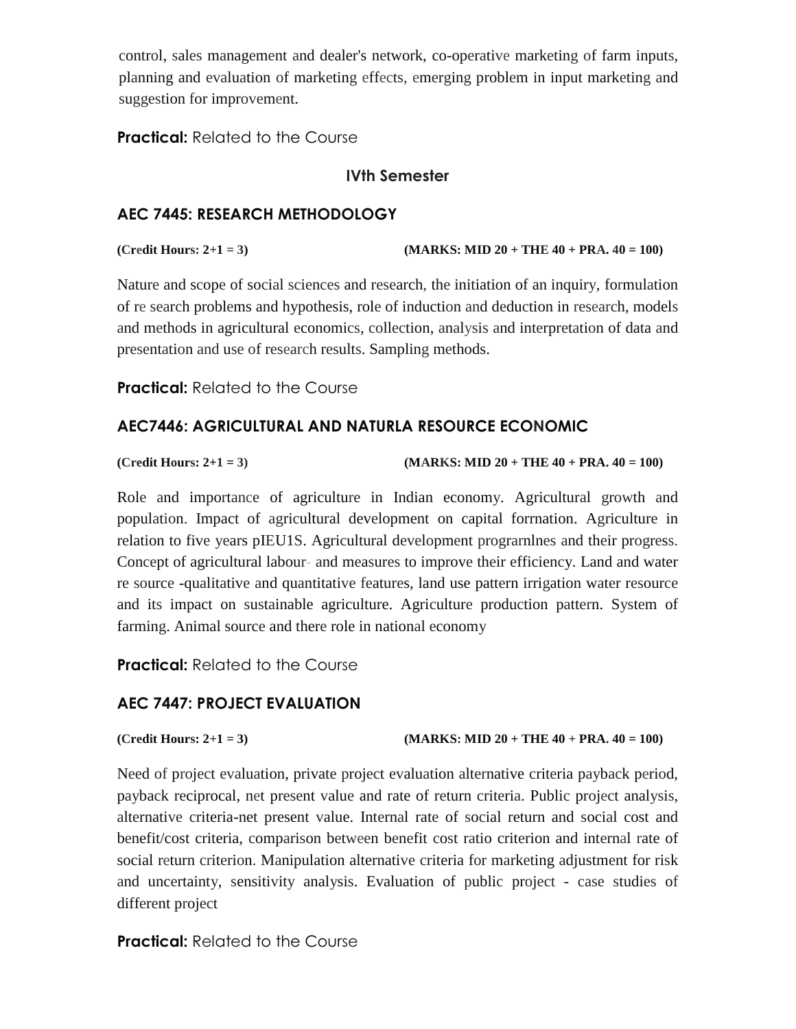control, sales management and dealer's network, co-operative marketing of farm inputs, planning and evaluation of marketing effects, emerging problem in input marketing and suggestion for improvement.

**Practical:** Related to the Course

### IVth Semester

### AEC 7445: RESEARCH METHODOLOGY

**(Credit Hours: 2+1 = 3) (MARKS: MID 20 + THE 40 + PRA. 40 = 100)**

Nature and scope of social sciences and research, the initiation of an inquiry, formulation of re search problems and hypothesis, role of induction and deduction in research, models and methods in agricultural economics, collection, analysis and interpretation of data and presentation and use of research results. Sampling methods.

**Practical:** Related to the Course

### AEC7446: AGRICULTURAL AND NATURLA RESOURCE ECONOMIC

**(Credit Hours: 2+1 = 3) (MARKS: MID 20 + THE 40 + PRA. 40 = 100)**

Role and importance of agriculture in Indian economy. Agricultural growth and population. Impact of agricultural development on capital forrnation. Agriculture in relation to five years pIEU1S. Agricultural development prograrnlnes and their progress. Concept of agricultural labour- and measures to improve their efficiency. Land and water re source -qualitative and quantitative features, land use pattern irrigation water resource and its impact on sustainable agriculture. Agriculture production pattern. System of farming. Animal source and there role in national economy

**Practical:** Related to the Course

### AEC 7447: PROJECT EVALUATION

**(Credit Hours: 2+1 = 3) (MARKS: MID 20 + THE 40 + PRA. 40 = 100)**

Need of project evaluation, private project evaluation alternative criteria payback period, payback reciprocal, net present value and rate of return criteria. Public project analysis, alternative criteria-net present value. Internal rate of social return and social cost and benefit/cost criteria, comparison between benefit cost ratio criterion and internal rate of social return criterion. Manipulation alternative criteria for marketing adjustment for risk and uncertainty, sensitivity analysis. Evaluation of public project - case studies of different project

**Practical:** Related to the Course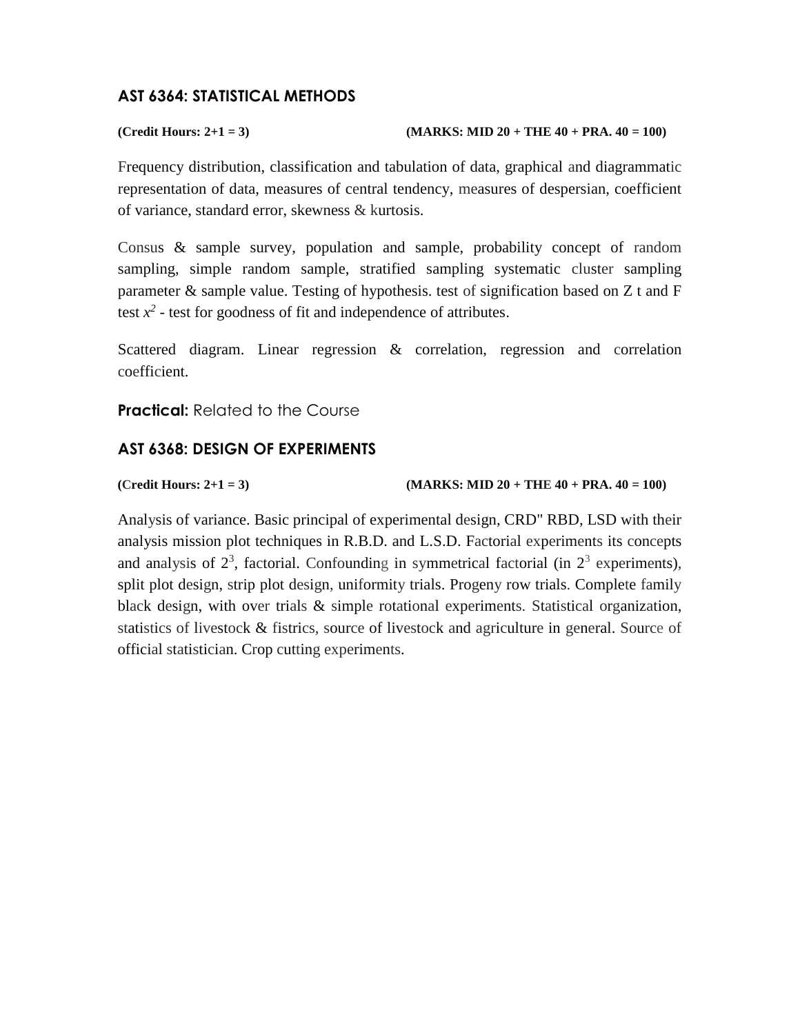## AST 6364: STATISTICAL METHODS

**(Credit Hours: 2+1 = 3)** **(MARKS: MID 20 + THE 40 + PRA. 40 = 100)**

Frequency distribution, classification and tabulation of data, graphical and diagrammatic representation of data, measures of central tendency, measures of despersian, coefficient of variance, standard error, skewness & kurtosis.

Consus & sample survey, population and sample, probability concept of random sampling, simple random sample, stratified sampling systematic cluster sampling parameter & sample value. Testing of hypothesis. test of signification based on Z t and F test $x^2$ - test for goodness of fit and independence of attributes.

Scattered diagram. Linear regression & correlation, regression and correlation coefficient.

**Practical:** Related to the Course

## AST 6368: DESIGN OF EXPERIMENTS

**(Credit Hours: 2+1 = 3)** **(MARKS: MID 20 + THE 40 + PRA. 40 = 100)**

Analysis of variance. Basic principal of experimental design, CRD" RBD, LSD with their analysis mission plot techniques in R.B.D. and L.S.D. Factorial experiments its concepts and analysis of $2^3$, factorial. Confounding in symmetrical factorial (in $2^3$ experiments), split plot design, strip plot design, uniformity trials. Progeny row trials. Complete family black design, with over trials & simple rotational experiments. Statistical organization, statistics of livestock & fistrics, source of livestock and agriculture in general. Source of official statistician. Crop cutting experiments.